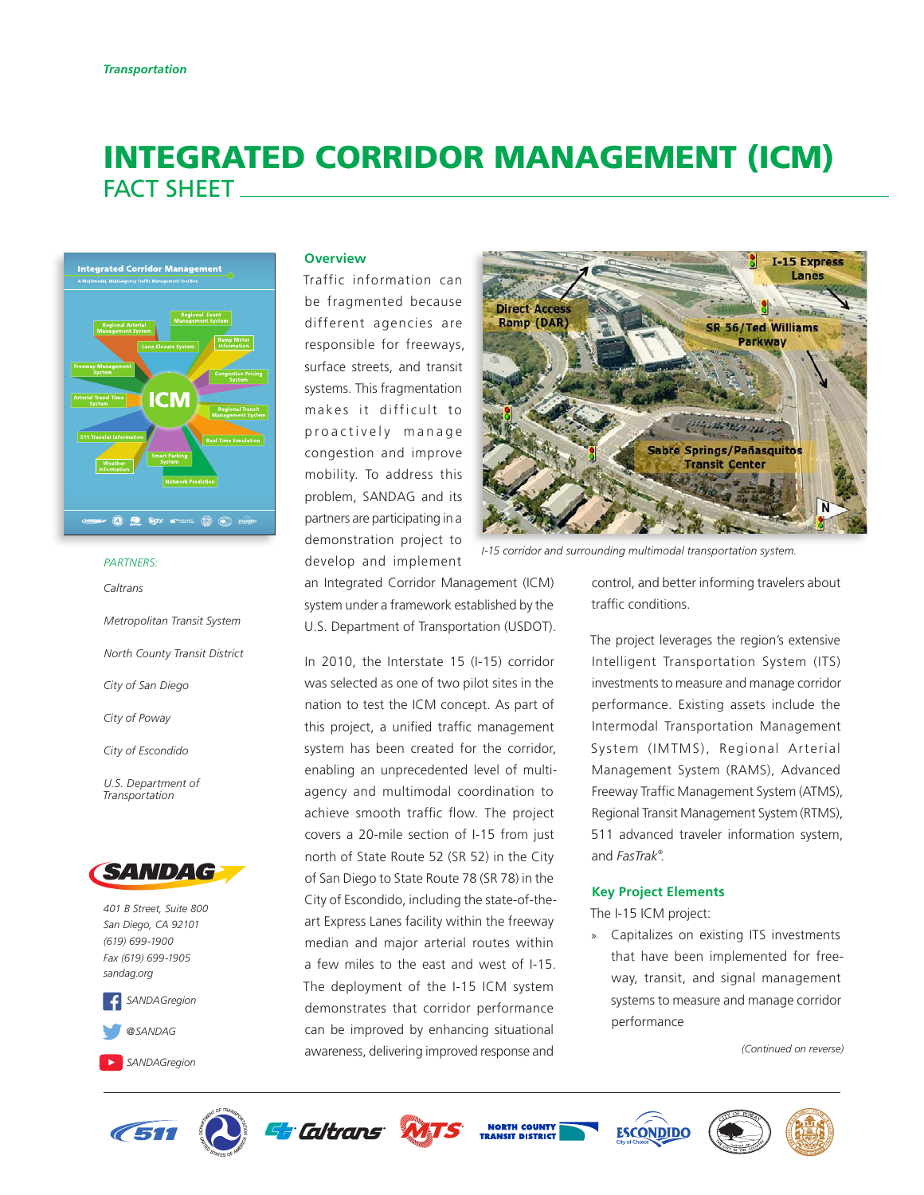*Transportation*

# INTEGRATED CORRIDOR MANAGEMENT (ICM)
## FACT SHEET

### Overview

Traffic information can be fragmented because different agencies are responsible for freeways, surface streets, and transit systems. This fragmentation makes it difficult to proactively manage congestion and improve mobility. To address this problem, SANDAG and its partners are participating in a demonstration project to develop and implement an Integrated Corridor Management (ICM) system under a framework established by the U.S. Department of Transportation (USDOT).

*I-15 corridor and surrounding multimodal transportation system.*

In 2010, the Interstate 15 (I-15) corridor was selected as one of two pilot sites in the nation to test the ICM concept. As part of this project, a unified traffic management system has been created for the corridor, enabling an unprecedented level of multi-agency and multimodal coordination to achieve smooth traffic flow. The project covers a 20-mile section of I-15 from just north of State Route 52 (SR 52) in the City of San Diego to State Route 78 (SR 78) in the City of Escondido, including the state-of-the-art Express Lanes facility within the freeway median and major arterial routes within a few miles to the east and west of I-15. The deployment of the I-15 ICM system demonstrates that corridor performance can be improved by enhancing situational awareness, delivering improved response and control, and better informing travelers about traffic conditions.

The project leverages the region's extensive Intelligent Transportation System (ITS) investments to measure and manage corridor performance. Existing assets include the Intermodal Transportation Management System (IMTMS), Regional Arterial Management System (RAMS), Advanced Freeway Traffic Management System (ATMS), Regional Transit Management System (RTMS), 511 advanced traveler information system, and *FasTrak*®.

### Key Project Elements

The I-15 ICM project:

- Capitalizes on existing ITS investments that have been implemented for freeway, transit, and signal management systems to measure and manage corridor performance

*(Continued on reverse)*

*PARTNERS:*

*Caltrans*

*Metropolitan Transit System*

*North County Transit District*

*City of San Diego*

*City of Poway*

*City of Escondido*

*U.S. Department of Transportation*

*401 B Street, Suite 800*
*San Diego, CA 92101*
*(619) 699-1900*
*Fax (619) 699-1905*
*sandag.org*

*SANDAGregion*

*@SANDAG*

*SANDAGregion*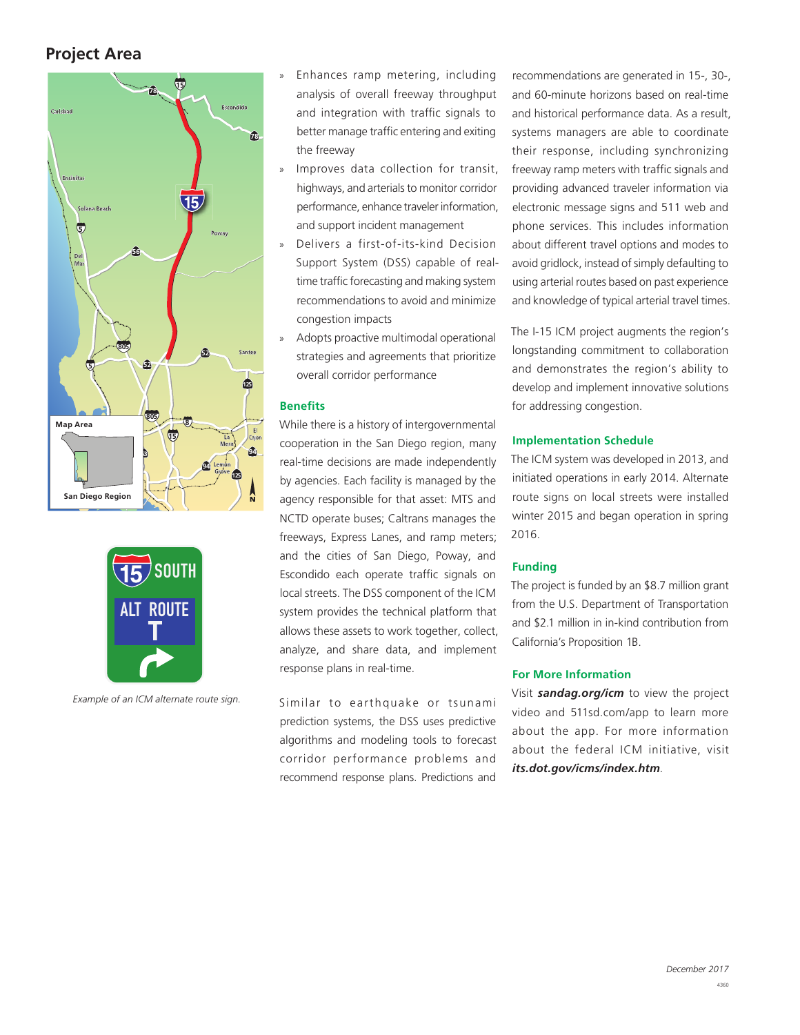## Project Area

Example of an ICM alternate route sign.

- Enhances ramp metering, including analysis of overall freeway throughput and integration with traffic signals to better manage traffic entering and exiting the freeway
- Improves data collection for transit, highways, and arterials to monitor corridor performance, enhance traveler information, and support incident management
- Delivers a first-of-its-kind Decision Support System (DSS) capable of real-time traffic forecasting and making system recommendations to avoid and minimize congestion impacts
- Adopts proactive multimodal operational strategies and agreements that prioritize overall corridor performance

### Benefits

While there is a history of intergovernmental cooperation in the San Diego region, many real-time decisions are made independently by agencies. Each facility is managed by the agency responsible for that asset: MTS and NCTD operate buses; Caltrans manages the freeways, Express Lanes, and ramp meters; and the cities of San Diego, Poway, and Escondido each operate traffic signals on local streets. The DSS component of the ICM system provides the technical platform that allows these assets to work together, collect, analyze, and share data, and implement response plans in real-time.

Similar to earthquake or tsunami prediction systems, the DSS uses predictive algorithms and modeling tools to forecast corridor performance problems and recommend response plans. Predictions and recommendations are generated in 15-, 30-, and 60-minute horizons based on real-time and historical performance data. As a result, systems managers are able to coordinate their response, including synchronizing freeway ramp meters with traffic signals and providing advanced traveler information via electronic message signs and 511 web and phone services. This includes information about different travel options and modes to avoid gridlock, instead of simply defaulting to using arterial routes based on past experience and knowledge of typical arterial travel times.

The I-15 ICM project augments the region's longstanding commitment to collaboration and demonstrates the region's ability to develop and implement innovative solutions for addressing congestion.

### Implementation Schedule

The ICM system was developed in 2013, and initiated operations in early 2014. Alternate route signs on local streets were installed winter 2015 and began operation in spring 2016.

### Funding

The project is funded by an $8.7 million grant from the U.S. Department of Transportation and $2.1 million in in-kind contribution from California's Proposition 1B.

### For More Information

Visit ***sandag.org/icm*** to view the project video and 511sd.com/app to learn more about the app. For more information about the federal ICM initiative, visit ***its.dot.gov/icms/index.htm***.

*December 2017*

4360